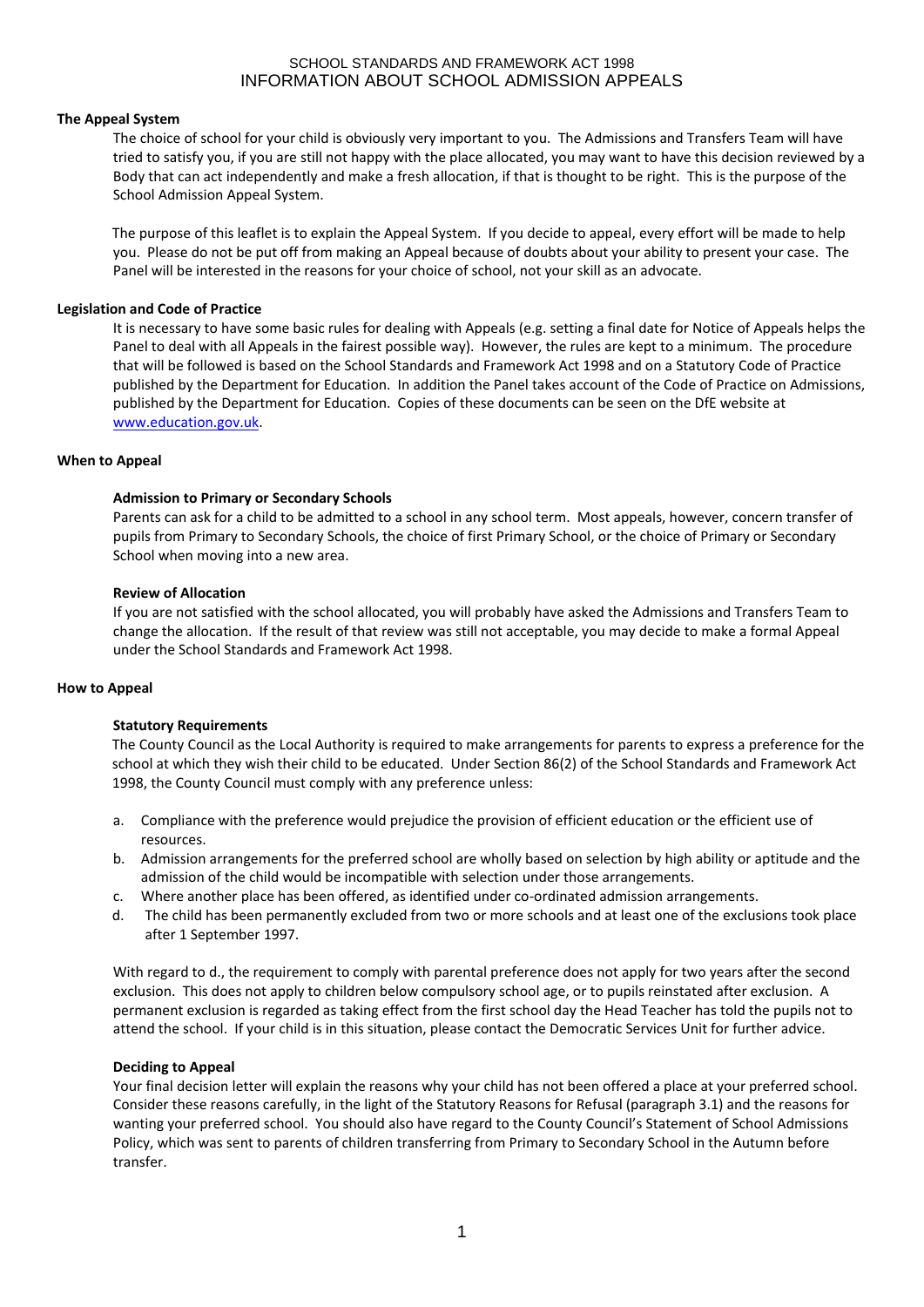# SCHOOL STANDARDS AND FRAMEWORK ACT 1998
# INFORMATION ABOUT SCHOOL ADMISSION APPEALS

## The Appeal System

The choice of school for your child is obviously very important to you. The Admissions and Transfers Team will have tried to satisfy you, if you are still not happy with the place allocated, you may want to have this decision reviewed by a Body that can act independently and make a fresh allocation, if that is thought to be right. This is the purpose of the School Admission Appeal System.

The purpose of this leaflet is to explain the Appeal System. If you decide to appeal, every effort will be made to help you. Please do not be put off from making an Appeal because of doubts about your ability to present your case. The Panel will be interested in the reasons for your choice of school, not your skill as an advocate.

## Legislation and Code of Practice

It is necessary to have some basic rules for dealing with Appeals (e.g. setting a final date for Notice of Appeals helps the Panel to deal with all Appeals in the fairest possible way). However, the rules are kept to a minimum. The procedure that will be followed is based on the School Standards and Framework Act 1998 and on a Statutory Code of Practice published by the Department for Education. In addition the Panel takes account of the Code of Practice on Admissions, published by the Department for Education. Copies of these documents can be seen on the DfE website at www.education.gov.uk.

## When to Appeal

### Admission to Primary or Secondary Schools

Parents can ask for a child to be admitted to a school in any school term. Most appeals, however, concern transfer of pupils from Primary to Secondary Schools, the choice of first Primary School, or the choice of Primary or Secondary School when moving into a new area.

### Review of Allocation

If you are not satisfied with the school allocated, you will probably have asked the Admissions and Transfers Team to change the allocation. If the result of that review was still not acceptable, you may decide to make a formal Appeal under the School Standards and Framework Act 1998.

## How to Appeal

### Statutory Requirements

The County Council as the Local Authority is required to make arrangements for parents to express a preference for the school at which they wish their child to be educated. Under Section 86(2) of the School Standards and Framework Act 1998, the County Council must comply with any preference unless:

a. Compliance with the preference would prejudice the provision of efficient education or the efficient use of resources.
b. Admission arrangements for the preferred school are wholly based on selection by high ability or aptitude and the admission of the child would be incompatible with selection under those arrangements.
c. Where another place has been offered, as identified under co-ordinated admission arrangements.
d. The child has been permanently excluded from two or more schools and at least one of the exclusions took place after 1 September 1997.

With regard to d., the requirement to comply with parental preference does not apply for two years after the second exclusion. This does not apply to children below compulsory school age, or to pupils reinstated after exclusion. A permanent exclusion is regarded as taking effect from the first school day the Head Teacher has told the pupils not to attend the school. If your child is in this situation, please contact the Democratic Services Unit for further advice.

### Deciding to Appeal

Your final decision letter will explain the reasons why your child has not been offered a place at your preferred school. Consider these reasons carefully, in the light of the Statutory Reasons for Refusal (paragraph 3.1) and the reasons for wanting your preferred school. You should also have regard to the County Council's Statement of School Admissions Policy, which was sent to parents of children transferring from Primary to Secondary School in the Autumn before transfer.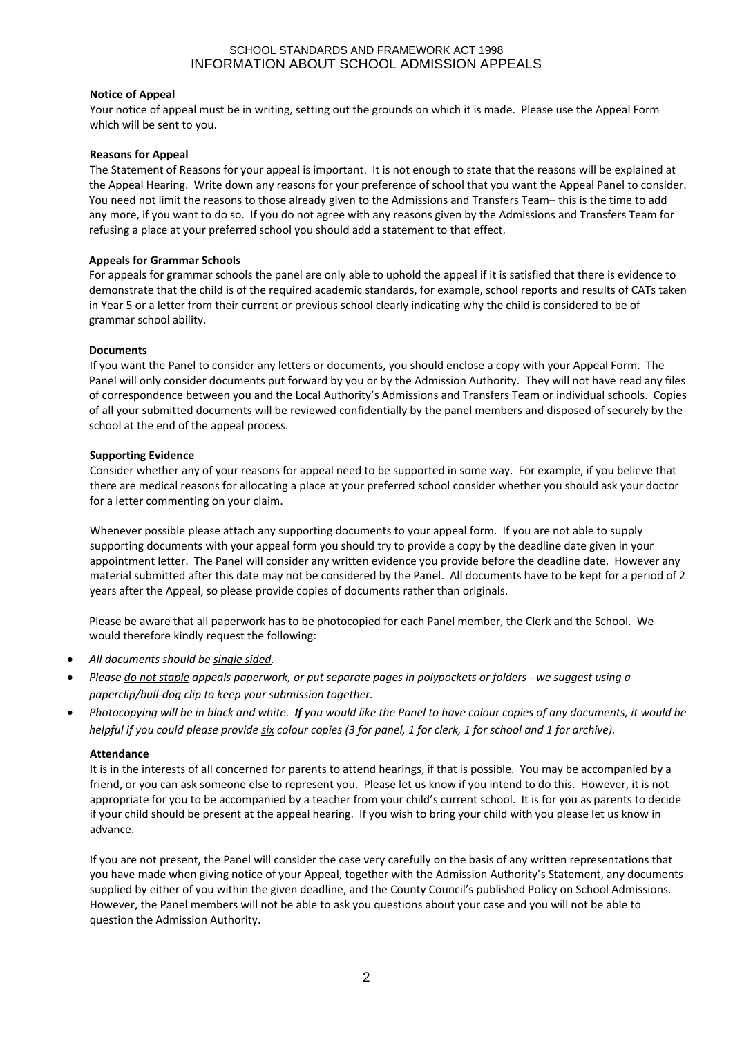SCHOOL STANDARDS AND FRAMEWORK ACT 1998

INFORMATION ABOUT SCHOOL ADMISSION APPEALS

**Notice of Appeal**

Your notice of appeal must be in writing, setting out the grounds on which it is made. Please use the Appeal Form which will be sent to you.

**Reasons for Appeal**

The Statement of Reasons for your appeal is important. It is not enough to state that the reasons will be explained at the Appeal Hearing. Write down any reasons for your preference of school that you want the Appeal Panel to consider. You need not limit the reasons to those already given to the Admissions and Transfers Team– this is the time to add any more, if you want to do so. If you do not agree with any reasons given by the Admissions and Transfers Team for refusing a place at your preferred school you should add a statement to that effect.

**Appeals for Grammar Schools**

For appeals for grammar schools the panel are only able to uphold the appeal if it is satisfied that there is evidence to demonstrate that the child is of the required academic standards, for example, school reports and results of CATs taken in Year 5 or a letter from their current or previous school clearly indicating why the child is considered to be of grammar school ability.

**Documents**

If you want the Panel to consider any letters or documents, you should enclose a copy with your Appeal Form. The Panel will only consider documents put forward by you or by the Admission Authority. They will not have read any files of correspondence between you and the Local Authority's Admissions and Transfers Team or individual schools. Copies of all your submitted documents will be reviewed confidentially by the panel members and disposed of securely by the school at the end of the appeal process.

**Supporting Evidence**

Consider whether any of your reasons for appeal need to be supported in some way. For example, if you believe that there are medical reasons for allocating a place at your preferred school consider whether you should ask your doctor for a letter commenting on your claim.

Whenever possible please attach any supporting documents to your appeal form. If you are not able to supply supporting documents with your appeal form you should try to provide a copy by the deadline date given in your appointment letter. The Panel will consider any written evidence you provide before the deadline date. However any material submitted after this date may not be considered by the Panel. All documents have to be kept for a period of 2 years after the Appeal, so please provide copies of documents rather than originals.

Please be aware that all paperwork has to be photocopied for each Panel member, the Clerk and the School. We would therefore kindly request the following:

- *All documents should be single sided.*
- *Please do not staple appeals paperwork, or put separate pages in polypockets or folders - we suggest using a paperclip/bull-dog clip to keep your submission together.*
- *Photocopying will be in black and white. **If** you would like the Panel to have colour copies of any documents, it would be helpful if you could please provide six colour copies (3 for panel, 1 for clerk, 1 for school and 1 for archive).*

**Attendance**

It is in the interests of all concerned for parents to attend hearings, if that is possible. You may be accompanied by a friend, or you can ask someone else to represent you. Please let us know if you intend to do this. However, it is not appropriate for you to be accompanied by a teacher from your child's current school. It is for you as parents to decide if your child should be present at the appeal hearing. If you wish to bring your child with you please let us know in advance.

If you are not present, the Panel will consider the case very carefully on the basis of any written representations that you have made when giving notice of your Appeal, together with the Admission Authority's Statement, any documents supplied by either of you within the given deadline, and the County Council's published Policy on School Admissions. However, the Panel members will not be able to ask you questions about your case and you will not be able to question the Admission Authority.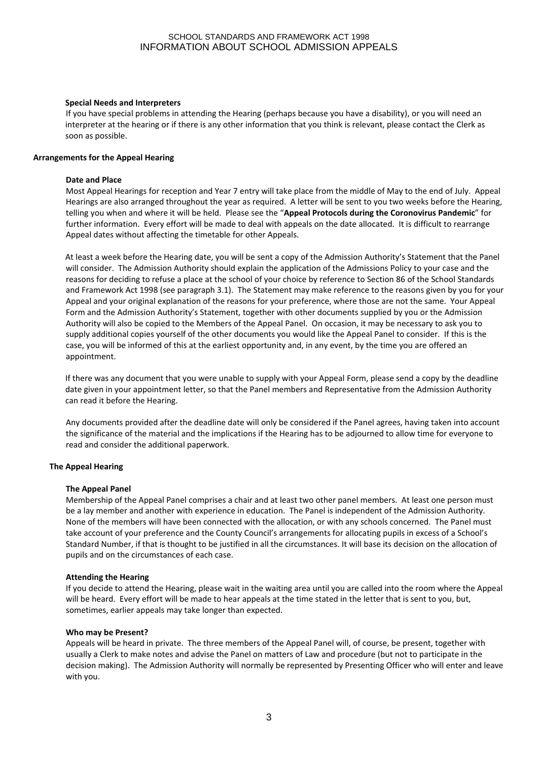### Special Needs and Interpreters

If you have special problems in attending the Hearing (perhaps because you have a disability), or you will need an interpreter at the hearing or if there is any other information that you think is relevant, please contact the Clerk as soon as possible.

## Arrangements for the Appeal Hearing

### Date and Place

Most Appeal Hearings for reception and Year 7 entry will take place from the middle of May to the end of July. Appeal Hearings are also arranged throughout the year as required. A letter will be sent to you two weeks before the Hearing, telling you when and where it will be held. Please see the "**Appeal Protocols during the Coronovirus Pandemic**" for further information. Every effort will be made to deal with appeals on the date allocated. It is difficult to rearrange Appeal dates without affecting the timetable for other Appeals.

At least a week before the Hearing date, you will be sent a copy of the Admission Authority's Statement that the Panel will consider. The Admission Authority should explain the application of the Admissions Policy to your case and the reasons for deciding to refuse a place at the school of your choice by reference to Section 86 of the School Standards and Framework Act 1998 (see paragraph 3.1). The Statement may make reference to the reasons given by you for your Appeal and your original explanation of the reasons for your preference, where those are not the same. Your Appeal Form and the Admission Authority's Statement, together with other documents supplied by you or the Admission Authority will also be copied to the Members of the Appeal Panel. On occasion, it may be necessary to ask you to supply additional copies yourself of the other documents you would like the Appeal Panel to consider. If this is the case, you will be informed of this at the earliest opportunity and, in any event, by the time you are offered an appointment.

If there was any document that you were unable to supply with your Appeal Form, please send a copy by the deadline date given in your appointment letter, so that the Panel members and Representative from the Admission Authority can read it before the Hearing.

Any documents provided after the deadline date will only be considered if the Panel agrees, having taken into account the significance of the material and the implications if the Hearing has to be adjourned to allow time for everyone to read and consider the additional paperwork.

## The Appeal Hearing

### The Appeal Panel

Membership of the Appeal Panel comprises a chair and at least two other panel members. At least one person must be a lay member and another with experience in education. The Panel is independent of the Admission Authority. None of the members will have been connected with the allocation, or with any schools concerned. The Panel must take account of your preference and the County Council's arrangements for allocating pupils in excess of a School's Standard Number, if that is thought to be justified in all the circumstances. It will base its decision on the allocation of pupils and on the circumstances of each case.

### Attending the Hearing

If you decide to attend the Hearing, please wait in the waiting area until you are called into the room where the Appeal will be heard. Every effort will be made to hear appeals at the time stated in the letter that is sent to you, but, sometimes, earlier appeals may take longer than expected.

### Who may be Present?

Appeals will be heard in private. The three members of the Appeal Panel will, of course, be present, together with usually a Clerk to make notes and advise the Panel on matters of Law and procedure (but not to participate in the decision making). The Admission Authority will normally be represented by Presenting Officer who will enter and leave with you.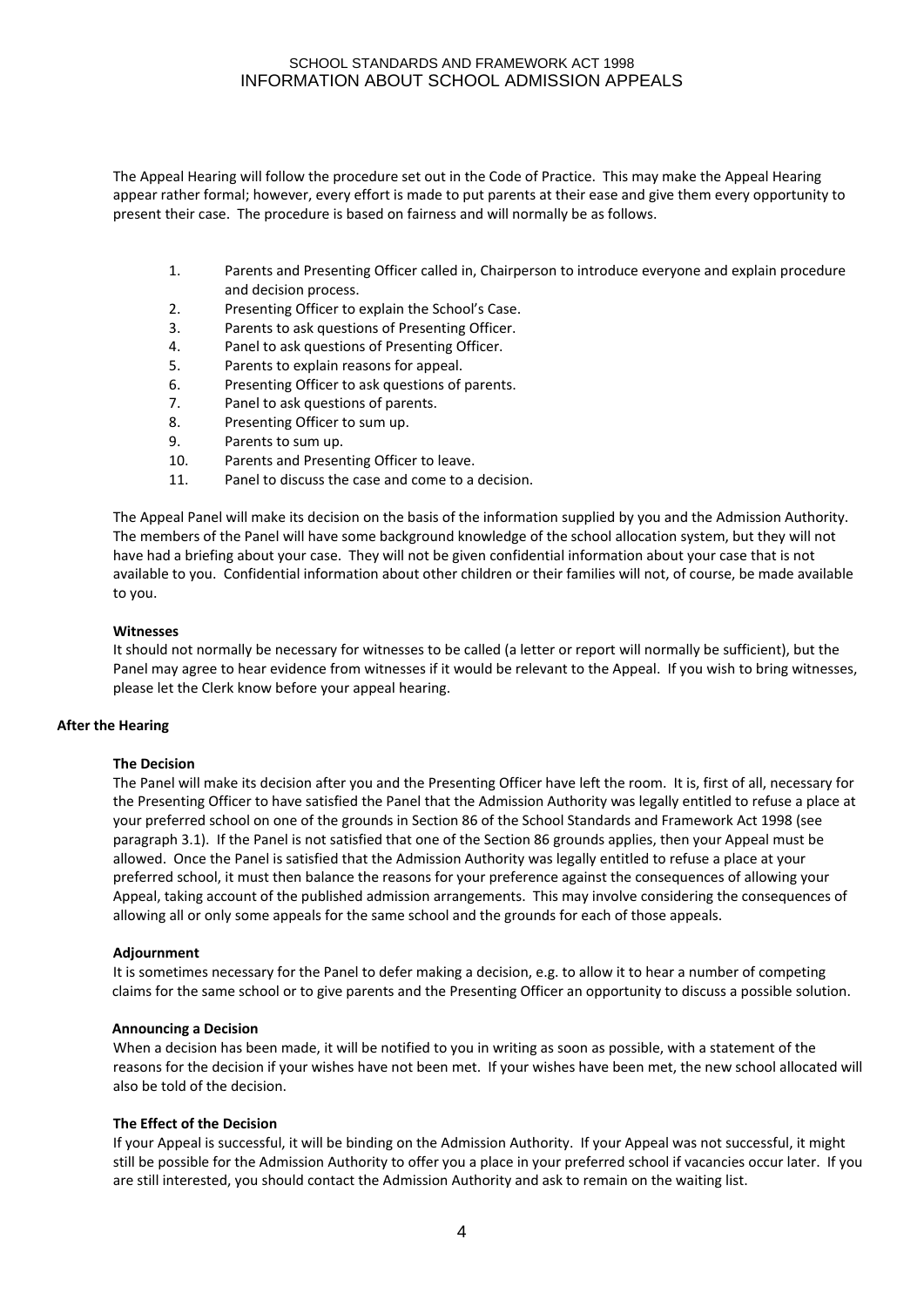The Appeal Hearing will follow the procedure set out in the Code of Practice. This may make the Appeal Hearing appear rather formal; however, every effort is made to put parents at their ease and give them every opportunity to present their case. The procedure is based on fairness and will normally be as follows.

1. Parents and Presenting Officer called in, Chairperson to introduce everyone and explain procedure and decision process.
2. Presenting Officer to explain the School's Case.
3. Parents to ask questions of Presenting Officer.
4. Panel to ask questions of Presenting Officer.
5. Parents to explain reasons for appeal.
6. Presenting Officer to ask questions of parents.
7. Panel to ask questions of parents.
8. Presenting Officer to sum up.
9. Parents to sum up.
10. Parents and Presenting Officer to leave.
11. Panel to discuss the case and come to a decision.

The Appeal Panel will make its decision on the basis of the information supplied by you and the Admission Authority. The members of the Panel will have some background knowledge of the school allocation system, but they will not have had a briefing about your case. They will not be given confidential information about your case that is not available to you. Confidential information about other children or their families will not, of course, be made available to you.

#### Witnesses

It should not normally be necessary for witnesses to be called (a letter or report will normally be sufficient), but the Panel may agree to hear evidence from witnesses if it would be relevant to the Appeal. If you wish to bring witnesses, please let the Clerk know before your appeal hearing.

### After the Hearing

#### The Decision

The Panel will make its decision after you and the Presenting Officer have left the room. It is, first of all, necessary for the Presenting Officer to have satisfied the Panel that the Admission Authority was legally entitled to refuse a place at your preferred school on one of the grounds in Section 86 of the School Standards and Framework Act 1998 (see paragraph 3.1). If the Panel is not satisfied that one of the Section 86 grounds applies, then your Appeal must be allowed. Once the Panel is satisfied that the Admission Authority was legally entitled to refuse a place at your preferred school, it must then balance the reasons for your preference against the consequences of allowing your Appeal, taking account of the published admission arrangements. This may involve considering the consequences of allowing all or only some appeals for the same school and the grounds for each of those appeals.

#### Adjournment

It is sometimes necessary for the Panel to defer making a decision, e.g. to allow it to hear a number of competing claims for the same school or to give parents and the Presenting Officer an opportunity to discuss a possible solution.

#### Announcing a Decision

When a decision has been made, it will be notified to you in writing as soon as possible, with a statement of the reasons for the decision if your wishes have not been met. If your wishes have been met, the new school allocated will also be told of the decision.

#### The Effect of the Decision

If your Appeal is successful, it will be binding on the Admission Authority. If your Appeal was not successful, it might still be possible for the Admission Authority to offer you a place in your preferred school if vacancies occur later. If you are still interested, you should contact the Admission Authority and ask to remain on the waiting list.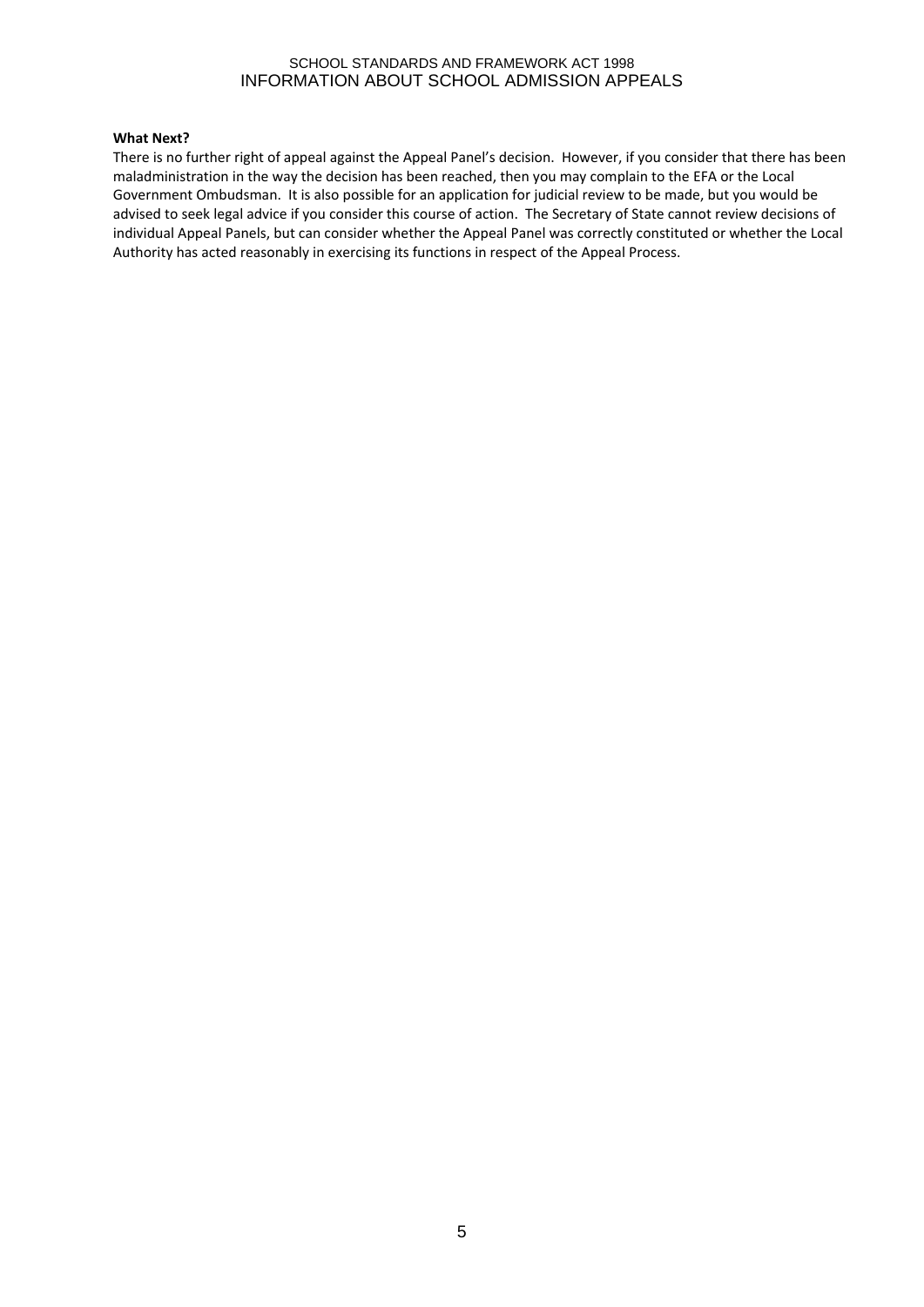**What Next?**

There is no further right of appeal against the Appeal Panel's decision. However, if you consider that there has been maladministration in the way the decision has been reached, then you may complain to the EFA or the Local Government Ombudsman. It is also possible for an application for judicial review to be made, but you would be advised to seek legal advice if you consider this course of action. The Secretary of State cannot review decisions of individual Appeal Panels, but can consider whether the Appeal Panel was correctly constituted or whether the Local Authority has acted reasonably in exercising its functions in respect of the Appeal Process.